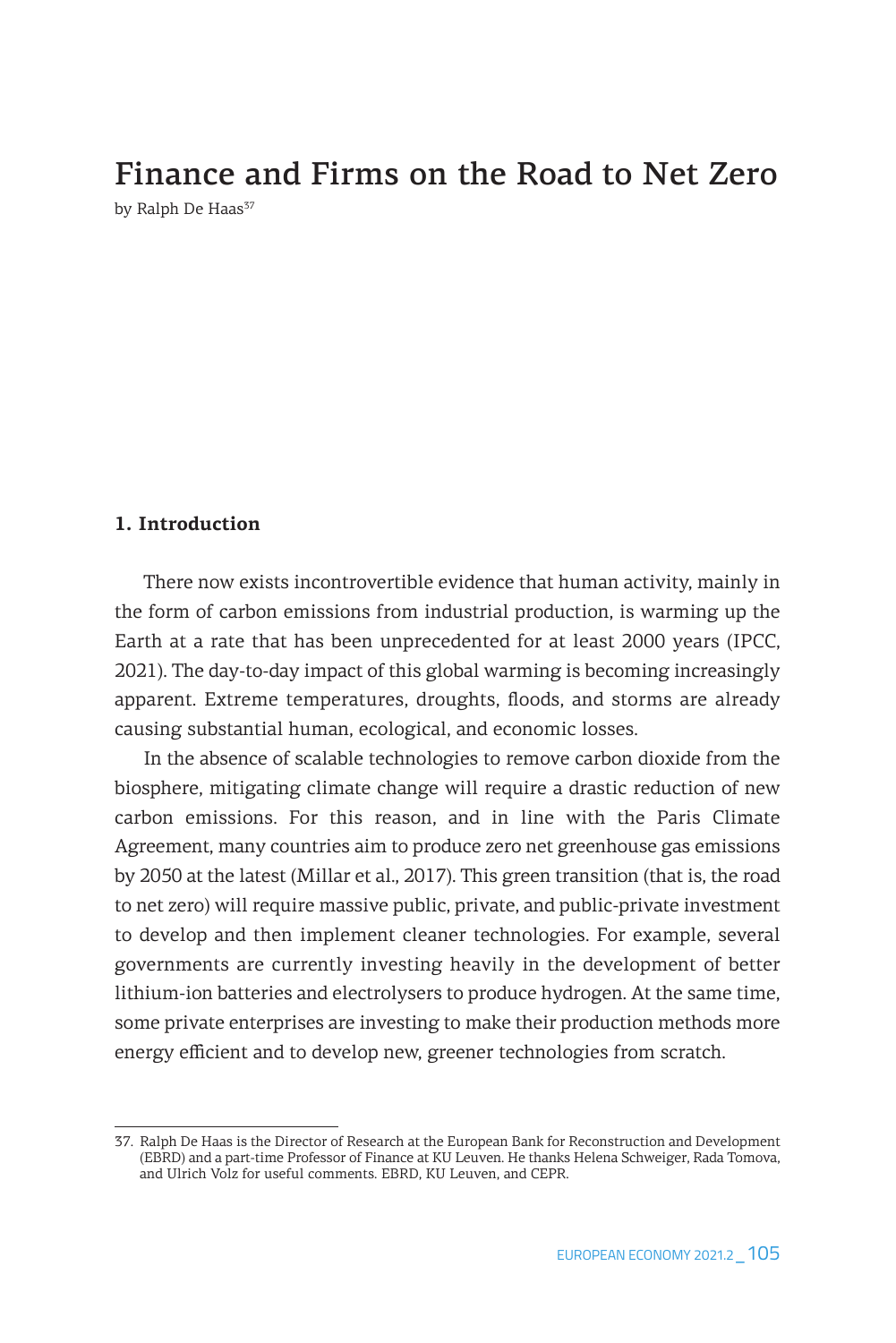# Finance and Firms on the Road to Net Zero

by Ralph De Haas[37]

## 1. Introduction

There now exists incontrovertible evidence that human activity, mainly in the form of carbon emissions from industrial production, is warming up the Earth at a rate that has been unprecedented for at least 2000 years (IPCC, 2021). The day-to-day impact of this global warming is becoming increasingly apparent. Extreme temperatures, droughts, floods, and storms are already causing substantial human, ecological, and economic losses.

In the absence of scalable technologies to remove carbon dioxide from the biosphere, mitigating climate change will require a drastic reduction of new carbon emissions. For this reason, and in line with the Paris Climate Agreement, many countries aim to produce zero net greenhouse gas emissions by 2050 at the latest (Millar et al., 2017). This green transition (that is, the road to net zero) will require massive public, private, and public-private investment to develop and then implement cleaner technologies. For example, several governments are currently investing heavily in the development of better lithium-ion batteries and electrolysers to produce hydrogen. At the same time, some private enterprises are investing to make their production methods more energy efficient and to develop new, greener technologies from scratch.

---

37. Ralph De Haas is the Director of Research at the European Bank for Reconstruction and Development (EBRD) and a part-time Professor of Finance at KU Leuven. He thanks Helena Schweiger, Rada Tomova, and Ulrich Volz for useful comments. EBRD, KU Leuven, and CEPR.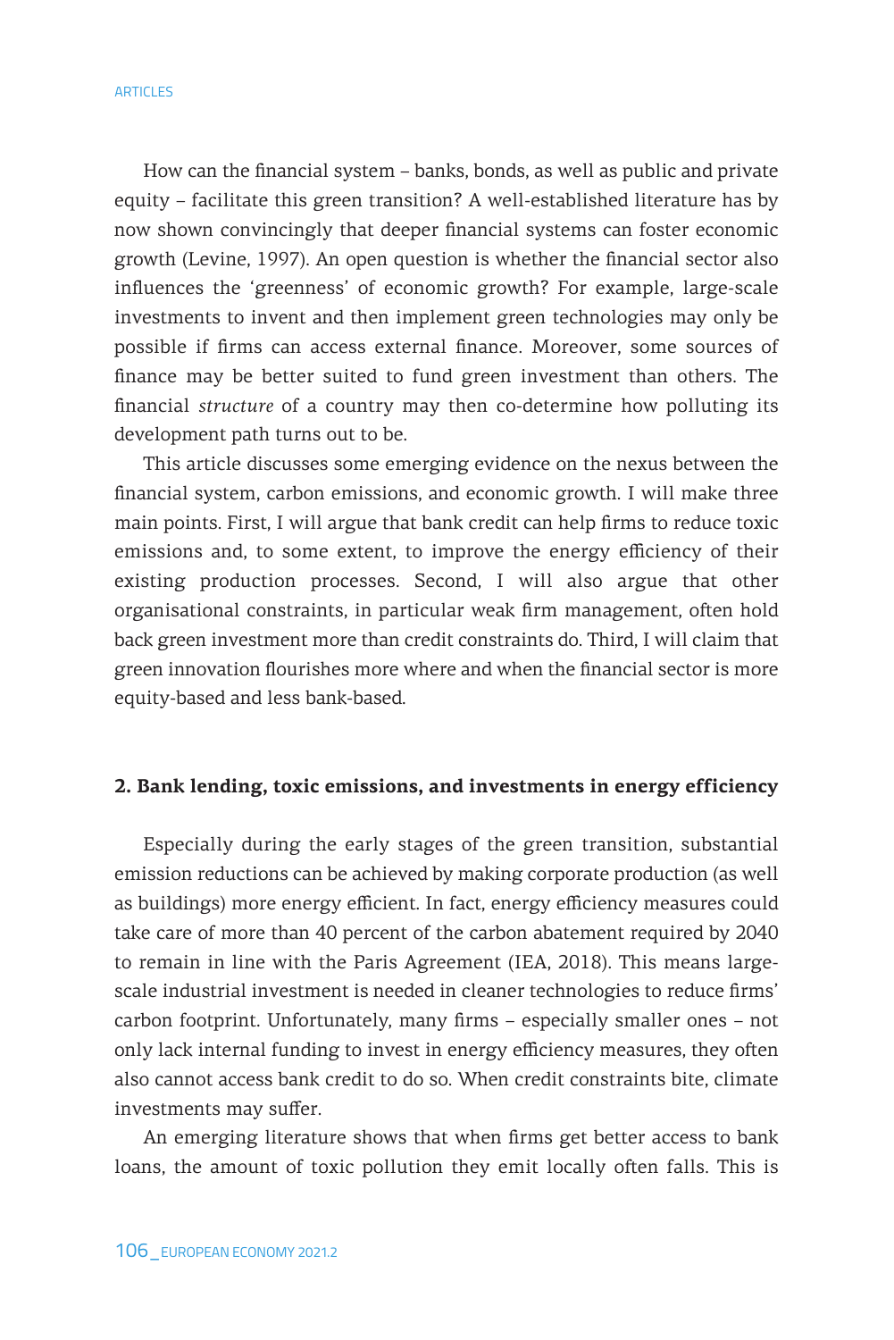How can the financial system – banks, bonds, as well as public and private equity – facilitate this green transition? A well-established literature has by now shown convincingly that deeper financial systems can foster economic growth (Levine, 1997). An open question is whether the financial sector also influences the 'greenness' of economic growth? For example, large-scale investments to invent and then implement green technologies may only be possible if firms can access external finance. Moreover, some sources of finance may be better suited to fund green investment than others. The financial *structure* of a country may then co-determine how polluting its development path turns out to be.

This article discusses some emerging evidence on the nexus between the financial system, carbon emissions, and economic growth. I will make three main points. First, I will argue that bank credit can help firms to reduce toxic emissions and, to some extent, to improve the energy efficiency of their existing production processes. Second, I will also argue that other organisational constraints, in particular weak firm management, often hold back green investment more than credit constraints do. Third, I will claim that green innovation flourishes more where and when the financial sector is more equity-based and less bank-based.

## 2. Bank lending, toxic emissions, and investments in energy efficiency

Especially during the early stages of the green transition, substantial emission reductions can be achieved by making corporate production (as well as buildings) more energy efficient. In fact, energy efficiency measures could take care of more than 40 percent of the carbon abatement required by 2040 to remain in line with the Paris Agreement (IEA, 2018). This means large-scale industrial investment is needed in cleaner technologies to reduce firms' carbon footprint. Unfortunately, many firms – especially smaller ones – not only lack internal funding to invest in energy efficiency measures, they often also cannot access bank credit to do so. When credit constraints bite, climate investments may suffer.

An emerging literature shows that when firms get better access to bank loans, the amount of toxic pollution they emit locally often falls. This is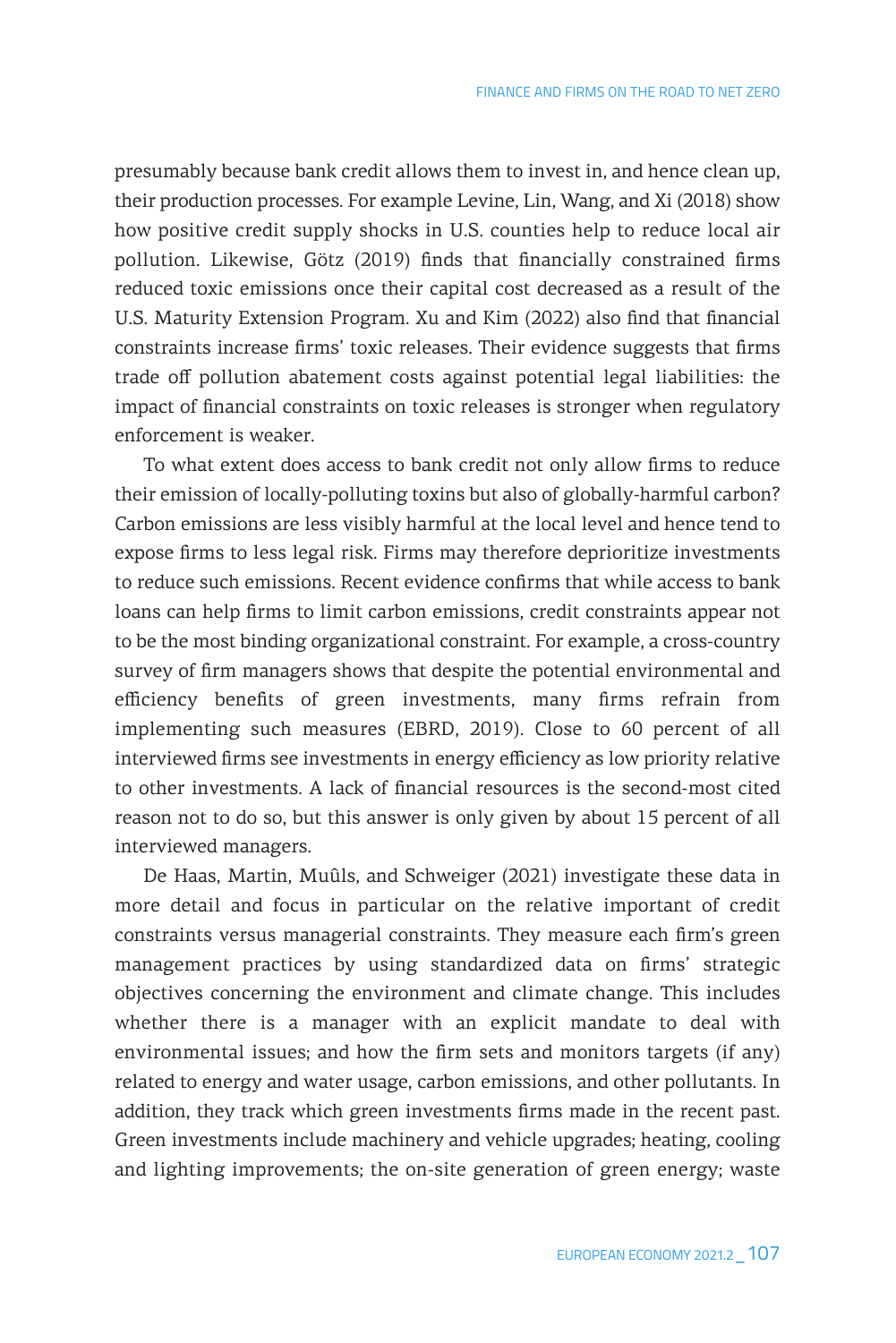presumably because bank credit allows them to invest in, and hence clean up, their production processes. For example Levine, Lin, Wang, and Xi (2018) show how positive credit supply shocks in U.S. counties help to reduce local air pollution. Likewise, Götz (2019) finds that financially constrained firms reduced toxic emissions once their capital cost decreased as a result of the U.S. Maturity Extension Program. Xu and Kim (2022) also find that financial constraints increase firms' toxic releases. Their evidence suggests that firms trade off pollution abatement costs against potential legal liabilities: the impact of financial constraints on toxic releases is stronger when regulatory enforcement is weaker.

To what extent does access to bank credit not only allow firms to reduce their emission of locally-polluting toxins but also of globally-harmful carbon? Carbon emissions are less visibly harmful at the local level and hence tend to expose firms to less legal risk. Firms may therefore deprioritize investments to reduce such emissions. Recent evidence confirms that while access to bank loans can help firms to limit carbon emissions, credit constraints appear not to be the most binding organizational constraint. For example, a cross-country survey of firm managers shows that despite the potential environmental and efficiency benefits of green investments, many firms refrain from implementing such measures (EBRD, 2019). Close to 60 percent of all interviewed firms see investments in energy efficiency as low priority relative to other investments. A lack of financial resources is the second-most cited reason not to do so, but this answer is only given by about 15 percent of all interviewed managers.

De Haas, Martin, Muûls, and Schweiger (2021) investigate these data in more detail and focus in particular on the relative important of credit constraints versus managerial constraints. They measure each firm's green management practices by using standardized data on firms' strategic objectives concerning the environment and climate change. This includes whether there is a manager with an explicit mandate to deal with environmental issues; and how the firm sets and monitors targets (if any) related to energy and water usage, carbon emissions, and other pollutants. In addition, they track which green investments firms made in the recent past. Green investments include machinery and vehicle upgrades; heating, cooling and lighting improvements; the on-site generation of green energy; waste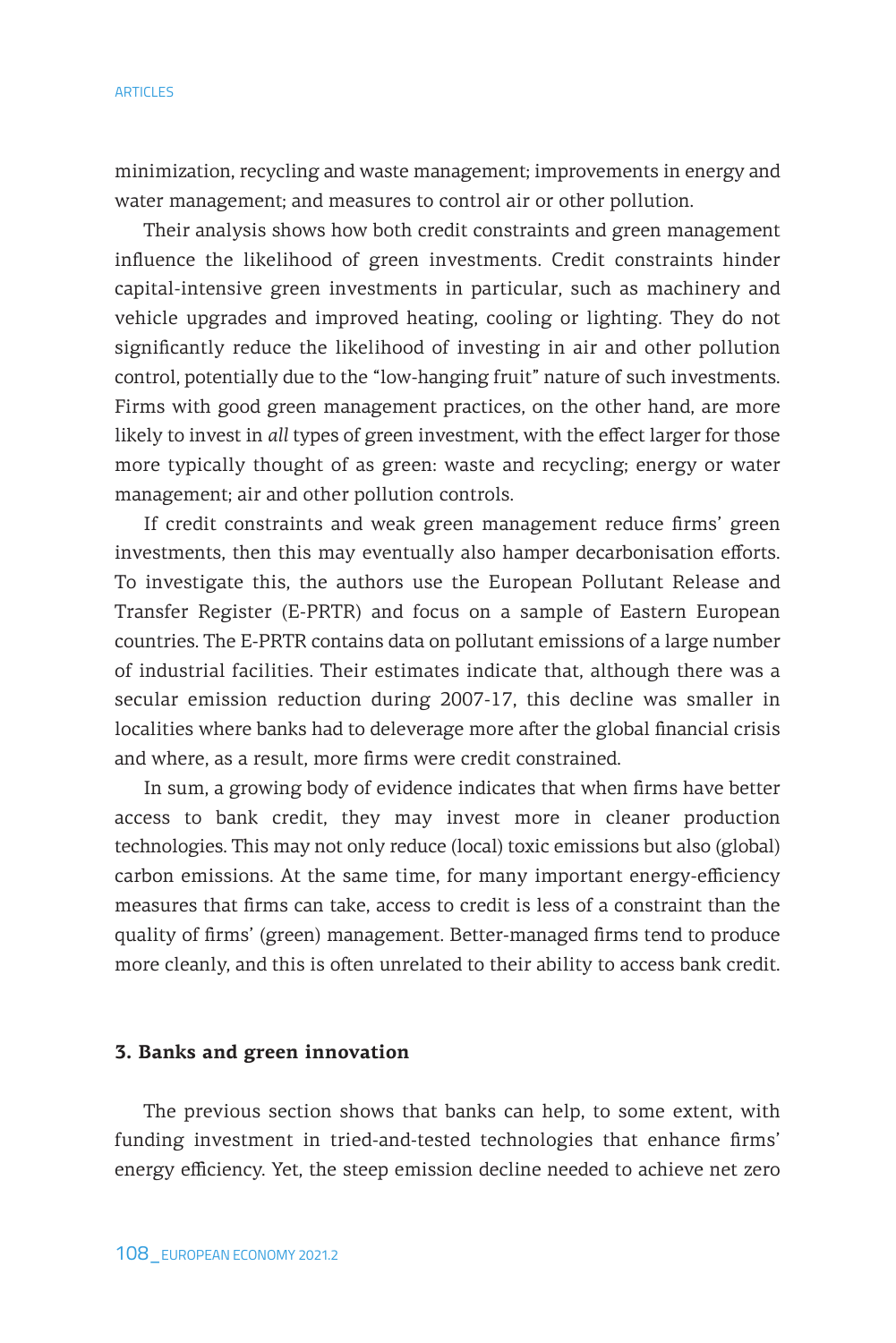minimization, recycling and waste management; improvements in energy and water management; and measures to control air or other pollution.

Their analysis shows how both credit constraints and green management influence the likelihood of green investments. Credit constraints hinder capital-intensive green investments in particular, such as machinery and vehicle upgrades and improved heating, cooling or lighting. They do not significantly reduce the likelihood of investing in air and other pollution control, potentially due to the "low-hanging fruit" nature of such investments. Firms with good green management practices, on the other hand, are more likely to invest in *all* types of green investment, with the effect larger for those more typically thought of as green: waste and recycling; energy or water management; air and other pollution controls.

If credit constraints and weak green management reduce firms' green investments, then this may eventually also hamper decarbonisation efforts. To investigate this, the authors use the European Pollutant Release and Transfer Register (E-PRTR) and focus on a sample of Eastern European countries. The E-PRTR contains data on pollutant emissions of a large number of industrial facilities. Their estimates indicate that, although there was a secular emission reduction during 2007-17, this decline was smaller in localities where banks had to deleverage more after the global financial crisis and where, as a result, more firms were credit constrained.

In sum, a growing body of evidence indicates that when firms have better access to bank credit, they may invest more in cleaner production technologies. This may not only reduce (local) toxic emissions but also (global) carbon emissions. At the same time, for many important energy-efficiency measures that firms can take, access to credit is less of a constraint than the quality of firms' (green) management. Better-managed firms tend to produce more cleanly, and this is often unrelated to their ability to access bank credit.

## 3. Banks and green innovation

The previous section shows that banks can help, to some extent, with funding investment in tried-and-tested technologies that enhance firms' energy efficiency. Yet, the steep emission decline needed to achieve net zero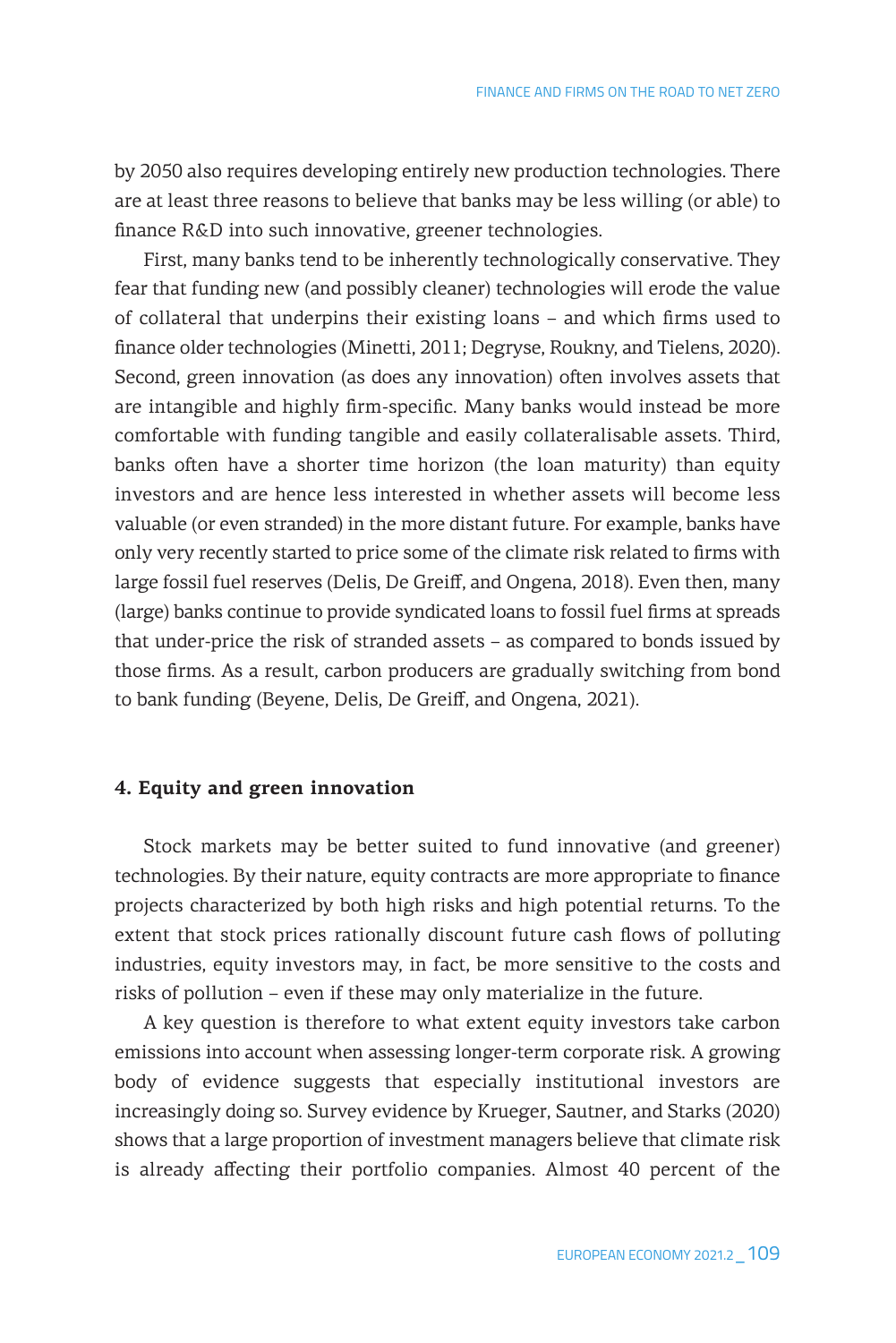by 2050 also requires developing entirely new production technologies. There are at least three reasons to believe that banks may be less willing (or able) to finance R&D into such innovative, greener technologies.

First, many banks tend to be inherently technologically conservative. They fear that funding new (and possibly cleaner) technologies will erode the value of collateral that underpins their existing loans – and which firms used to finance older technologies (Minetti, 2011; Degryse, Roukny, and Tielens, 2020). Second, green innovation (as does any innovation) often involves assets that are intangible and highly firm-specific. Many banks would instead be more comfortable with funding tangible and easily collateralisable assets. Third, banks often have a shorter time horizon (the loan maturity) than equity investors and are hence less interested in whether assets will become less valuable (or even stranded) in the more distant future. For example, banks have only very recently started to price some of the climate risk related to firms with large fossil fuel reserves (Delis, De Greiff, and Ongena, 2018). Even then, many (large) banks continue to provide syndicated loans to fossil fuel firms at spreads that under-price the risk of stranded assets – as compared to bonds issued by those firms. As a result, carbon producers are gradually switching from bond to bank funding (Beyene, Delis, De Greiff, and Ongena, 2021).

## 4. Equity and green innovation

Stock markets may be better suited to fund innovative (and greener) technologies. By their nature, equity contracts are more appropriate to finance projects characterized by both high risks and high potential returns. To the extent that stock prices rationally discount future cash flows of polluting industries, equity investors may, in fact, be more sensitive to the costs and risks of pollution – even if these may only materialize in the future.

A key question is therefore to what extent equity investors take carbon emissions into account when assessing longer-term corporate risk. A growing body of evidence suggests that especially institutional investors are increasingly doing so. Survey evidence by Krueger, Sautner, and Starks (2020) shows that a large proportion of investment managers believe that climate risk is already affecting their portfolio companies. Almost 40 percent of the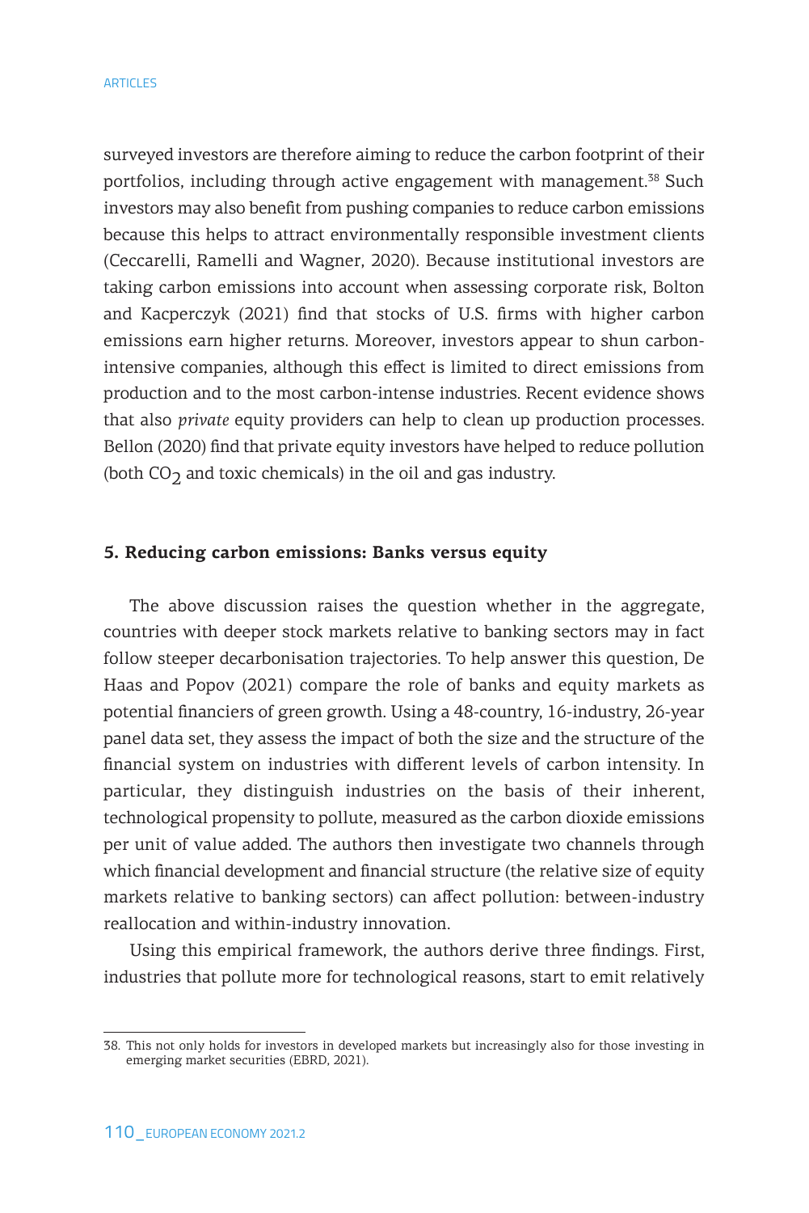surveyed investors are therefore aiming to reduce the carbon footprint of their portfolios, including through active engagement with management.[38] Such investors may also benefit from pushing companies to reduce carbon emissions because this helps to attract environmentally responsible investment clients (Ceccarelli, Ramelli and Wagner, 2020). Because institutional investors are taking carbon emissions into account when assessing corporate risk, Bolton and Kacperczyk (2021) find that stocks of U.S. firms with higher carbon emissions earn higher returns. Moreover, investors appear to shun carbon-intensive companies, although this effect is limited to direct emissions from production and to the most carbon-intense industries. Recent evidence shows that also *private* equity providers can help to clean up production processes. Bellon (2020) find that private equity investors have helped to reduce pollution (both $CO_2$ and toxic chemicals) in the oil and gas industry.

## 5. Reducing carbon emissions: Banks versus equity

The above discussion raises the question whether in the aggregate, countries with deeper stock markets relative to banking sectors may in fact follow steeper decarbonisation trajectories. To help answer this question, De Haas and Popov (2021) compare the role of banks and equity markets as potential financiers of green growth. Using a 48-country, 16-industry, 26-year panel data set, they assess the impact of both the size and the structure of the financial system on industries with different levels of carbon intensity. In particular, they distinguish industries on the basis of their inherent, technological propensity to pollute, measured as the carbon dioxide emissions per unit of value added. The authors then investigate two channels through which financial development and financial structure (the relative size of equity markets relative to banking sectors) can affect pollution: between-industry reallocation and within-industry innovation.

Using this empirical framework, the authors derive three findings. First, industries that pollute more for technological reasons, start to emit relatively

38. This not only holds for investors in developed markets but increasingly also for those investing in emerging market securities (EBRD, 2021).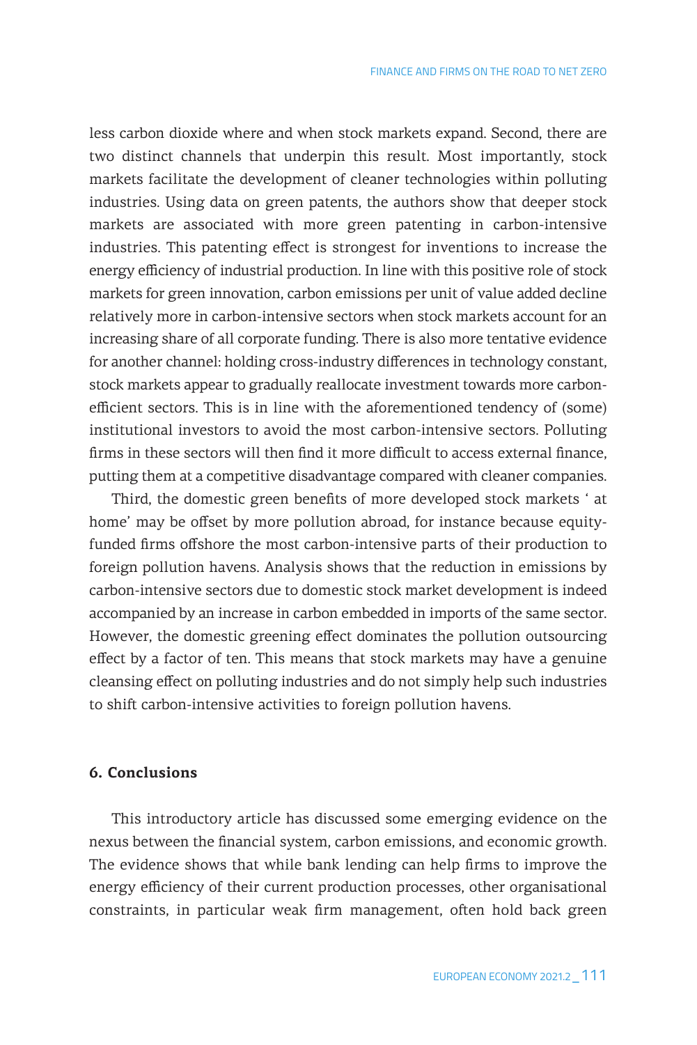less carbon dioxide where and when stock markets expand. Second, there are two distinct channels that underpin this result. Most importantly, stock markets facilitate the development of cleaner technologies within polluting industries. Using data on green patents, the authors show that deeper stock markets are associated with more green patenting in carbon-intensive industries. This patenting effect is strongest for inventions to increase the energy efficiency of industrial production. In line with this positive role of stock markets for green innovation, carbon emissions per unit of value added decline relatively more in carbon-intensive sectors when stock markets account for an increasing share of all corporate funding. There is also more tentative evidence for another channel: holding cross-industry differences in technology constant, stock markets appear to gradually reallocate investment towards more carbon-efficient sectors. This is in line with the aforementioned tendency of (some) institutional investors to avoid the most carbon-intensive sectors. Polluting firms in these sectors will then find it more difficult to access external finance, putting them at a competitive disadvantage compared with cleaner companies.

Third, the domestic green benefits of more developed stock markets ' at home' may be offset by more pollution abroad, for instance because equity-funded firms offshore the most carbon-intensive parts of their production to foreign pollution havens. Analysis shows that the reduction in emissions by carbon-intensive sectors due to domestic stock market development is indeed accompanied by an increase in carbon embedded in imports of the same sector. However, the domestic greening effect dominates the pollution outsourcing effect by a factor of ten. This means that stock markets may have a genuine cleansing effect on polluting industries and do not simply help such industries to shift carbon-intensive activities to foreign pollution havens.

## 6. Conclusions

This introductory article has discussed some emerging evidence on the nexus between the financial system, carbon emissions, and economic growth. The evidence shows that while bank lending can help firms to improve the energy efficiency of their current production processes, other organisational constraints, in particular weak firm management, often hold back green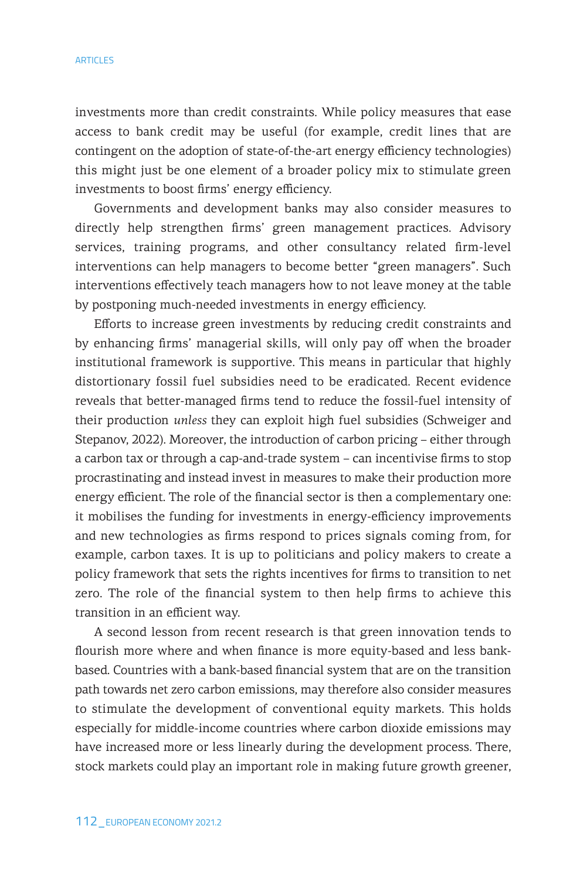investments more than credit constraints. While policy measures that ease access to bank credit may be useful (for example, credit lines that are contingent on the adoption of state-of-the-art energy efficiency technologies) this might just be one element of a broader policy mix to stimulate green investments to boost firms' energy efficiency.

Governments and development banks may also consider measures to directly help strengthen firms' green management practices. Advisory services, training programs, and other consultancy related firm-level interventions can help managers to become better "green managers". Such interventions effectively teach managers how to not leave money at the table by postponing much-needed investments in energy efficiency.

Efforts to increase green investments by reducing credit constraints and by enhancing firms' managerial skills, will only pay off when the broader institutional framework is supportive. This means in particular that highly distortionary fossil fuel subsidies need to be eradicated. Recent evidence reveals that better-managed firms tend to reduce the fossil-fuel intensity of their production *unless* they can exploit high fuel subsidies (Schweiger and Stepanov, 2022). Moreover, the introduction of carbon pricing – either through a carbon tax or through a cap-and-trade system – can incentivise firms to stop procrastinating and instead invest in measures to make their production more energy efficient. The role of the financial sector is then a complementary one: it mobilises the funding for investments in energy-efficiency improvements and new technologies as firms respond to prices signals coming from, for example, carbon taxes. It is up to politicians and policy makers to create a policy framework that sets the rights incentives for firms to transition to net zero. The role of the financial system to then help firms to achieve this transition in an efficient way.

A second lesson from recent research is that green innovation tends to flourish more where and when finance is more equity-based and less bank-based. Countries with a bank-based financial system that are on the transition path towards net zero carbon emissions, may therefore also consider measures to stimulate the development of conventional equity markets. This holds especially for middle-income countries where carbon dioxide emissions may have increased more or less linearly during the development process. There, stock markets could play an important role in making future growth greener,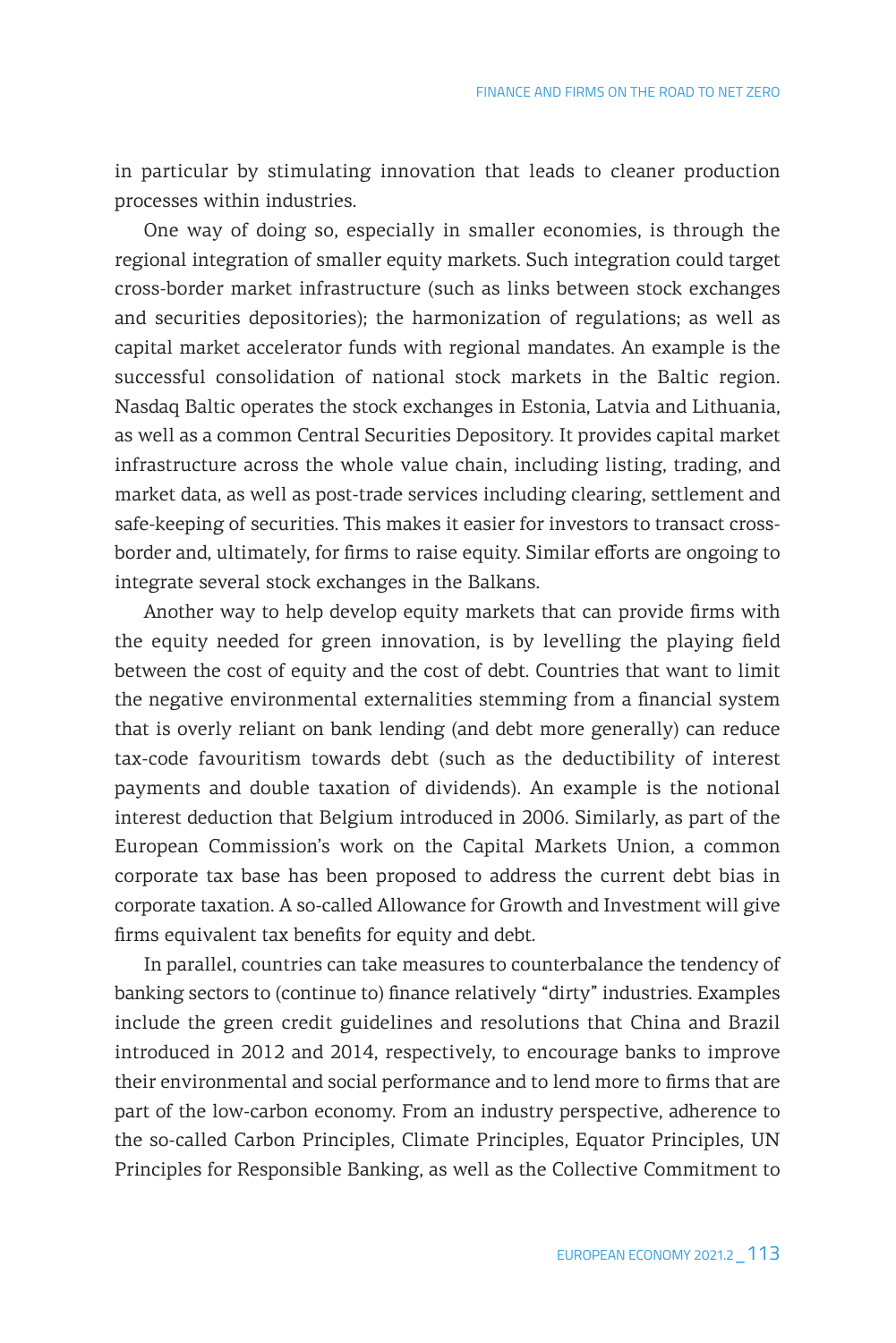in particular by stimulating innovation that leads to cleaner production processes within industries.

One way of doing so, especially in smaller economies, is through the regional integration of smaller equity markets. Such integration could target cross-border market infrastructure (such as links between stock exchanges and securities depositories); the harmonization of regulations; as well as capital market accelerator funds with regional mandates. An example is the successful consolidation of national stock markets in the Baltic region. Nasdaq Baltic operates the stock exchanges in Estonia, Latvia and Lithuania, as well as a common Central Securities Depository. It provides capital market infrastructure across the whole value chain, including listing, trading, and market data, as well as post-trade services including clearing, settlement and safe-keeping of securities. This makes it easier for investors to transact cross-border and, ultimately, for firms to raise equity. Similar efforts are ongoing to integrate several stock exchanges in the Balkans.

Another way to help develop equity markets that can provide firms with the equity needed for green innovation, is by levelling the playing field between the cost of equity and the cost of debt. Countries that want to limit the negative environmental externalities stemming from a financial system that is overly reliant on bank lending (and debt more generally) can reduce tax-code favouritism towards debt (such as the deductibility of interest payments and double taxation of dividends). An example is the notional interest deduction that Belgium introduced in 2006. Similarly, as part of the European Commission's work on the Capital Markets Union, a common corporate tax base has been proposed to address the current debt bias in corporate taxation. A so-called Allowance for Growth and Investment will give firms equivalent tax benefits for equity and debt.

In parallel, countries can take measures to counterbalance the tendency of banking sectors to (continue to) finance relatively "dirty" industries. Examples include the green credit guidelines and resolutions that China and Brazil introduced in 2012 and 2014, respectively, to encourage banks to improve their environmental and social performance and to lend more to firms that are part of the low-carbon economy. From an industry perspective, adherence to the so-called Carbon Principles, Climate Principles, Equator Principles, UN Principles for Responsible Banking, as well as the Collective Commitment to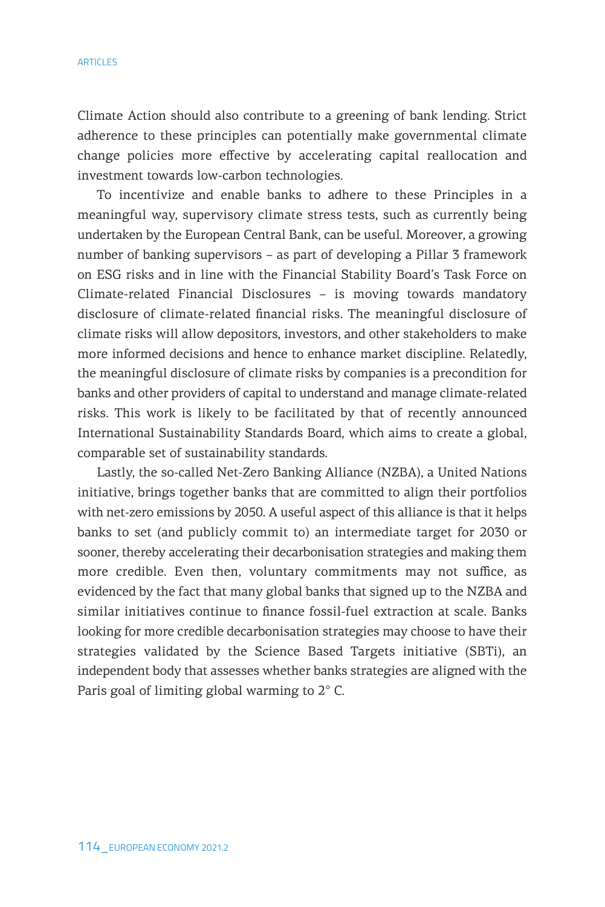Climate Action should also contribute to a greening of bank lending. Strict adherence to these principles can potentially make governmental climate change policies more effective by accelerating capital reallocation and investment towards low-carbon technologies.

To incentivize and enable banks to adhere to these Principles in a meaningful way, supervisory climate stress tests, such as currently being undertaken by the European Central Bank, can be useful. Moreover, a growing number of banking supervisors – as part of developing a Pillar 3 framework on ESG risks and in line with the Financial Stability Board's Task Force on Climate-related Financial Disclosures – is moving towards mandatory disclosure of climate-related financial risks. The meaningful disclosure of climate risks will allow depositors, investors, and other stakeholders to make more informed decisions and hence to enhance market discipline. Relatedly, the meaningful disclosure of climate risks by companies is a precondition for banks and other providers of capital to understand and manage climate-related risks. This work is likely to be facilitated by that of recently announced International Sustainability Standards Board, which aims to create a global, comparable set of sustainability standards.

Lastly, the so-called Net-Zero Banking Alliance (NZBA), a United Nations initiative, brings together banks that are committed to align their portfolios with net-zero emissions by 2050. A useful aspect of this alliance is that it helps banks to set (and publicly commit to) an intermediate target for 2030 or sooner, thereby accelerating their decarbonisation strategies and making them more credible. Even then, voluntary commitments may not suffice, as evidenced by the fact that many global banks that signed up to the NZBA and similar initiatives continue to finance fossil-fuel extraction at scale. Banks looking for more credible decarbonisation strategies may choose to have their strategies validated by the Science Based Targets initiative (SBTi), an independent body that assesses whether banks strategies are aligned with the Paris goal of limiting global warming to 2° C.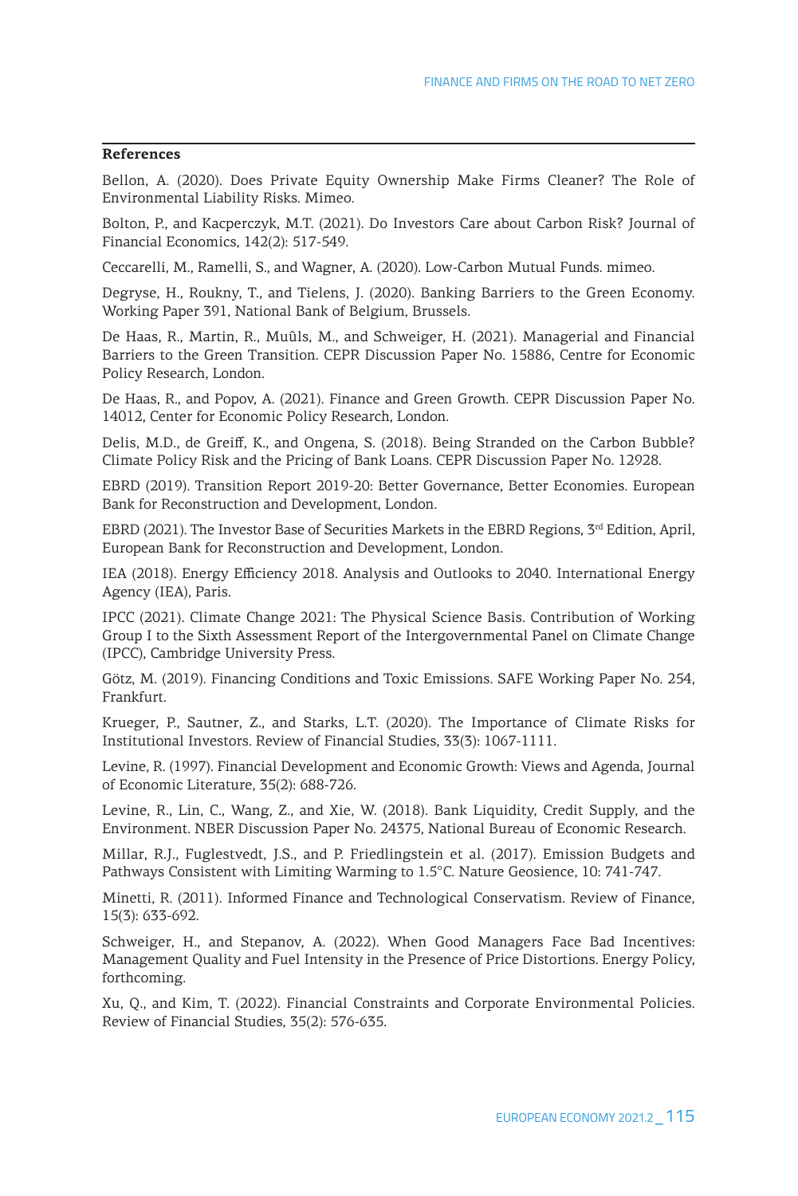## References

Bellon, A. (2020). Does Private Equity Ownership Make Firms Cleaner? The Role of Environmental Liability Risks. Mimeo.

Bolton, P., and Kacperczyk, M.T. (2021). Do Investors Care about Carbon Risk? Journal of Financial Economics, 142(2): 517-549.

Ceccarelli, M., Ramelli, S., and Wagner, A. (2020). Low-Carbon Mutual Funds. mimeo.

Degryse, H., Roukny, T., and Tielens, J. (2020). Banking Barriers to the Green Economy. Working Paper 391, National Bank of Belgium, Brussels.

De Haas, R., Martin, R., Muûls, M., and Schweiger, H. (2021). Managerial and Financial Barriers to the Green Transition. CEPR Discussion Paper No. 15886, Centre for Economic Policy Research, London.

De Haas, R., and Popov, A. (2021). Finance and Green Growth. CEPR Discussion Paper No. 14012, Center for Economic Policy Research, London.

Delis, M.D., de Greiff, K., and Ongena, S. (2018). Being Stranded on the Carbon Bubble? Climate Policy Risk and the Pricing of Bank Loans. CEPR Discussion Paper No. 12928.

EBRD (2019). Transition Report 2019-20: Better Governance, Better Economies. European Bank for Reconstruction and Development, London.

EBRD (2021). The Investor Base of Securities Markets in the EBRD Regions, 3rd Edition, April, European Bank for Reconstruction and Development, London.

IEA (2018). Energy Efficiency 2018. Analysis and Outlooks to 2040. International Energy Agency (IEA), Paris.

IPCC (2021). Climate Change 2021: The Physical Science Basis. Contribution of Working Group I to the Sixth Assessment Report of the Intergovernmental Panel on Climate Change (IPCC), Cambridge University Press.

Götz, M. (2019). Financing Conditions and Toxic Emissions. SAFE Working Paper No. 254, Frankfurt.

Krueger, P., Sautner, Z., and Starks, L.T. (2020). The Importance of Climate Risks for Institutional Investors. Review of Financial Studies, 33(3): 1067-1111.

Levine, R. (1997). Financial Development and Economic Growth: Views and Agenda, Journal of Economic Literature, 35(2): 688-726.

Levine, R., Lin, C., Wang, Z., and Xie, W. (2018). Bank Liquidity, Credit Supply, and the Environment. NBER Discussion Paper No. 24375, National Bureau of Economic Research.

Millar, R.J., Fuglestvedt, J.S., and P. Friedlingstein et al. (2017). Emission Budgets and Pathways Consistent with Limiting Warming to 1.5°C. Nature Geosience, 10: 741-747.

Minetti, R. (2011). Informed Finance and Technological Conservatism. Review of Finance, 15(3): 633-692.

Schweiger, H., and Stepanov, A. (2022). When Good Managers Face Bad Incentives: Management Quality and Fuel Intensity in the Presence of Price Distortions. Energy Policy, forthcoming.

Xu, Q., and Kim, T. (2022). Financial Constraints and Corporate Environmental Policies. Review of Financial Studies, 35(2): 576-635.